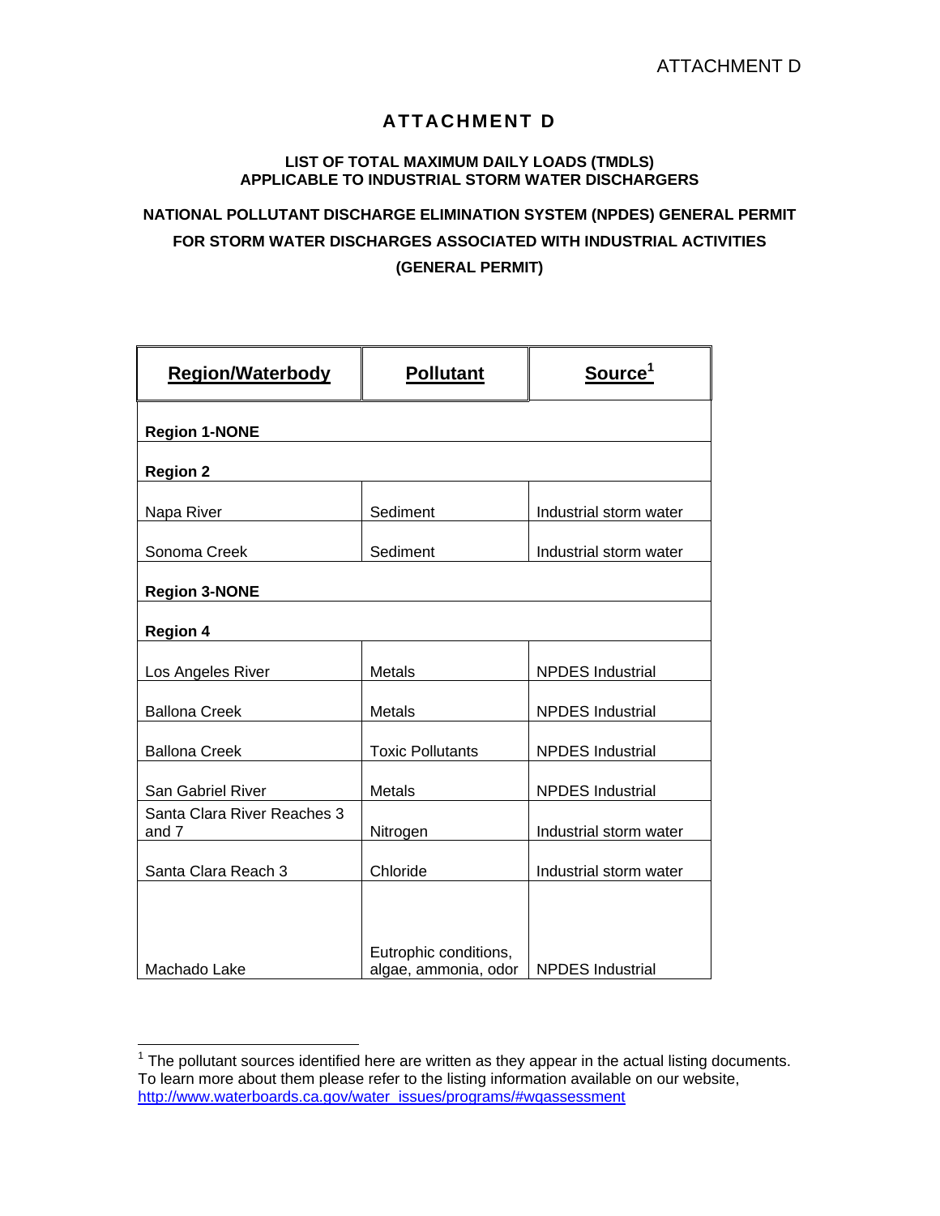# ATTACHMENT D

## LIST OF TOTAL MAXIMUM DAILY LOADS (TMDLS) APPLICABLE TO INDUSTRIAL STORM WATER DISCHARGERS

## NATIONAL POLLUTANT DISCHARGE ELIMINATION SYSTEM (NPDES) GENERAL PERMIT FOR STORM WATER DISCHARGES ASSOCIATED WITH INDUSTRIAL ACTIVITIES (GENERAL PERMIT)

| Region/Waterbody | Pollutant | Source[1] |
|---|---|---|
| **Region 1-NONE** | | |
| **Region 2** | | |
| Napa River | Sediment | Industrial storm water |
| Sonoma Creek | Sediment | Industrial storm water |
| **Region 3-NONE** | | |
| **Region 4** | | |
| Los Angeles River | Metals | NPDES Industrial |
| Ballona Creek | Metals | NPDES Industrial |
| Ballona Creek | Toxic Pollutants | NPDES Industrial |
| San Gabriel River | Metals | NPDES Industrial |
| Santa Clara River Reaches 3 and 7 | Nitrogen | Industrial storm water |
| Santa Clara Reach 3 | Chloride | Industrial storm water |
| Machado Lake | Eutrophic conditions, algae, ammonia, odor | NPDES Industrial |

[1] The pollutant sources identified here are written as they appear in the actual listing documents. To learn more about them please refer to the listing information available on our website, http://www.waterboards.ca.gov/water_issues/programs/#wqassessment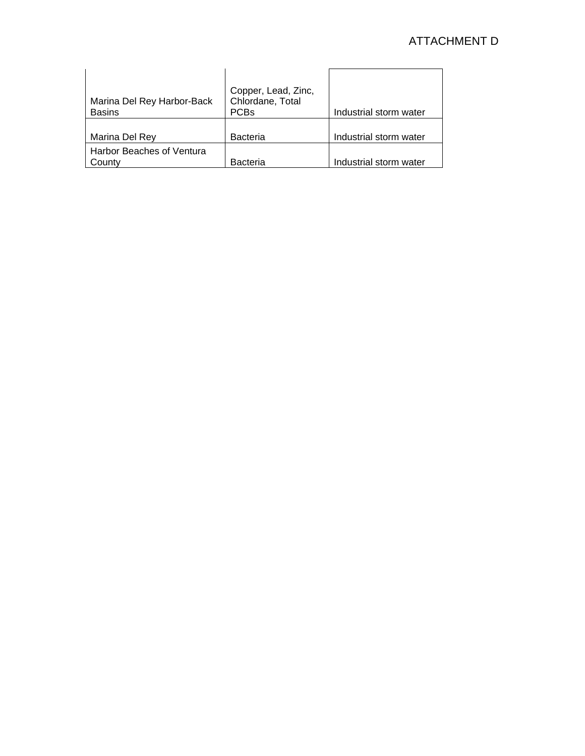| | | |
|---|---|---|
| Marina Del Rey Harbor-Back Basins | Copper, Lead, Zinc, Chlordane, Total PCBs | Industrial storm water |
| Marina Del Rey | Bacteria | Industrial storm water |
| Harbor Beaches of Ventura County | Bacteria | Industrial storm water |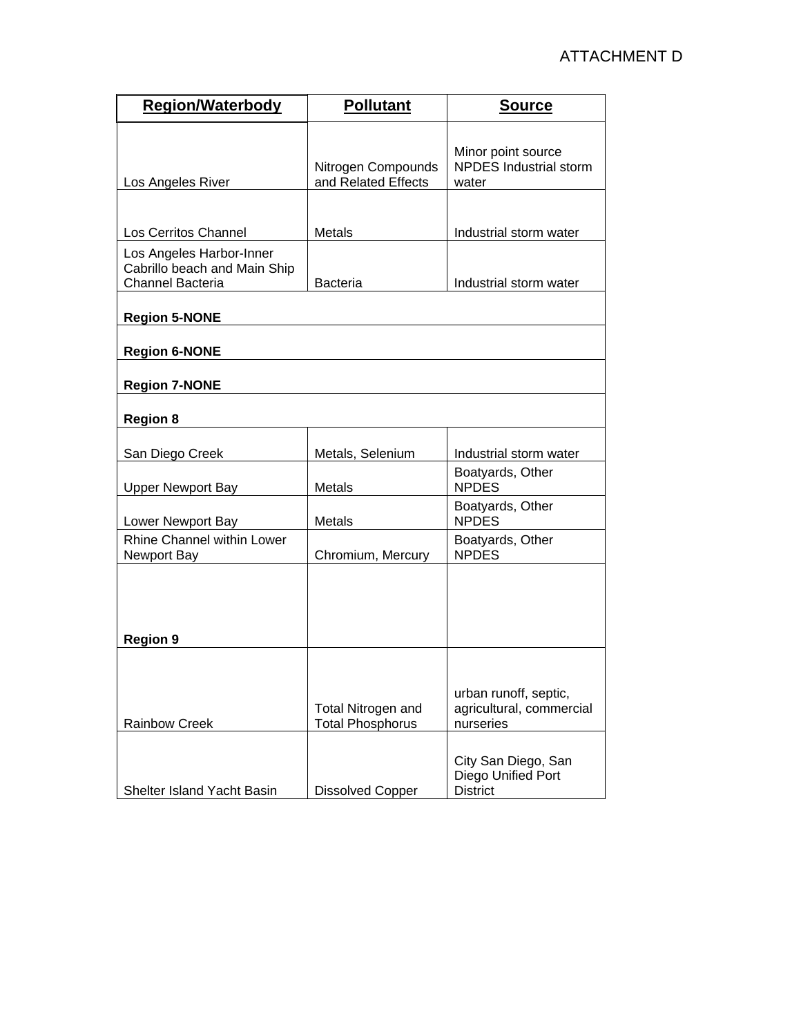ATTACHMENT D

| Region/Waterbody | Pollutant | Source |
|---|---|---|
| Los Angeles River | Nitrogen Compounds and Related Effects | Minor point source NPDES Industrial storm water |
| Los Cerritos Channel | Metals | Industrial storm water |
| Los Angeles Harbor-Inner Cabrillo beach and Main Ship Channel Bacteria | Bacteria | Industrial storm water |
| **Region 5-NONE** | | |
| **Region 6-NONE** | | |
| **Region 7-NONE** | | |
| **Region 8** | | |
| San Diego Creek | Metals, Selenium | Industrial storm water |
| Upper Newport Bay | Metals | Boatyards, Other NPDES |
| Lower Newport Bay | Metals | Boatyards, Other NPDES |
| Rhine Channel within Lower Newport Bay | Chromium, Mercury | Boatyards, Other NPDES |
| **Region 9** | | |
| Rainbow Creek | Total Nitrogen and Total Phosphorus | urban runoff, septic, agricultural, commercial nurseries |
| Shelter Island Yacht Basin | Dissolved Copper | City San Diego, San Diego Unified Port District |